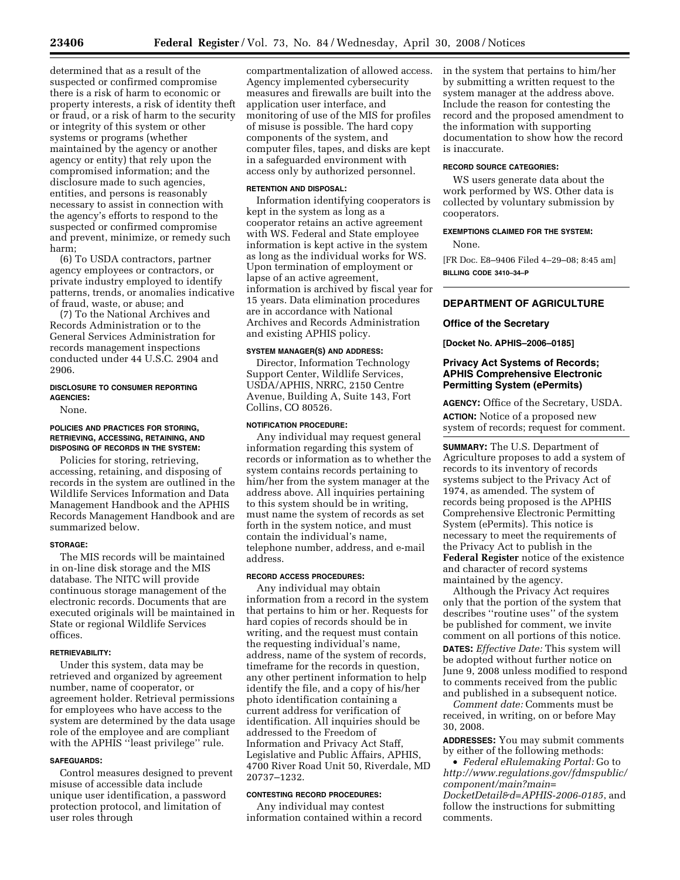determined that as a result of the suspected or confirmed compromise there is a risk of harm to economic or property interests, a risk of identity theft or fraud, or a risk of harm to the security or integrity of this system or other systems or programs (whether maintained by the agency or another agency or entity) that rely upon the compromised information; and the disclosure made to such agencies, entities, and persons is reasonably necessary to assist in connection with the agency's efforts to respond to the suspected or confirmed compromise and prevent, minimize, or remedy such harm;

(6) To USDA contractors, partner agency employees or contractors, or private industry employed to identify patterns, trends, or anomalies indicative of fraud, waste, or abuse; and

(7) To the National Archives and Records Administration or to the General Services Administration for records management inspections conducted under 44 U.S.C. 2904 and 2906.

#### DISCLOSURE TO CONSUMER REPORTING AGENCIES:

None.

#### POLICIES AND PRACTICES FOR STORING, RETRIEVING, ACCESSING, RETAINING, AND DISPOSING OF RECORDS IN THE SYSTEM:

Policies for storing, retrieving, accessing, retaining, and disposing of records in the system are outlined in the Wildlife Services Information and Data Management Handbook and the APHIS Records Management Handbook and are summarized below.

#### STORAGE:

The MIS records will be maintained in on-line disk storage and the MIS database. The NITC will provide continuous storage management of the electronic records. Documents that are executed originals will be maintained in State or regional Wildlife Services offices.

#### RETRIEVABILITY:

Under this system, data may be retrieved and organized by agreement number, name of cooperator, or agreement holder. Retrieval permissions for employees who have access to the system are determined by the data usage role of the employee and are compliant with the APHIS ''least privilege'' rule.

#### SAFEGUARDS:

Control measures designed to prevent misuse of accessible data include unique user identification, a password protection protocol, and limitation of user roles through compartmentalization of allowed access. Agency implemented cybersecurity measures and firewalls are built into the application user interface, and monitoring of use of the MIS for profiles of misuse is possible. The hard copy components of the system, and computer files, tapes, and disks are kept in a safeguarded environment with access only by authorized personnel.

#### RETENTION AND DISPOSAL:

Information identifying cooperators is kept in the system as long as a cooperator retains an active agreement with WS. Federal and State employee information is kept active in the system as long as the individual works for WS. Upon termination of employment or lapse of an active agreement, information is archived by fiscal year for 15 years. Data elimination procedures are in accordance with National Archives and Records Administration and existing APHIS policy.

#### SYSTEM MANAGER(S) AND ADDRESS:

Director, Information Technology Support Center, Wildlife Services, USDA/APHIS, NRRC, 2150 Centre Avenue, Building A, Suite 143, Fort Collins, CO 80526.

#### NOTIFICATION PROCEDURE:

Any individual may request general information regarding this system of records or information as to whether the system contains records pertaining to him/her from the system manager at the address above. All inquiries pertaining to this system should be in writing, must name the system of records as set forth in the system notice, and must contain the individual's name, telephone number, address, and e-mail address.

#### RECORD ACCESS PROCEDURES:

Any individual may obtain information from a record in the system that pertains to him or her. Requests for hard copies of records should be in writing, and the request must contain the requesting individual's name, address, name of the system of records, timeframe for the records in question, any other pertinent information to help identify the file, and a copy of his/her photo identification containing a current address for verification of identification. All inquiries should be addressed to the Freedom of Information and Privacy Act Staff, Legislative and Public Affairs, APHIS, 4700 River Road Unit 50, Riverdale, MD 20737–1232.

#### CONTESTING RECORD PROCEDURES:

Any individual may contest information contained within a record in the system that pertains to him/her by submitting a written request to the system manager at the address above. Include the reason for contesting the record and the proposed amendment to the information with supporting documentation to show how the record is inaccurate.

#### RECORD SOURCE CATEGORIES:

WS users generate data about the work performed by WS. Other data is collected by voluntary submission by cooperators.

#### EXEMPTIONS CLAIMED FOR THE SYSTEM:

None.

[FR Doc. E8–9406 Filed 4–29–08; 8:45 am]

**BILLING CODE 3410–34–P**

## DEPARTMENT OF AGRICULTURE

### Office of the Secretary

**[Docket No. APHIS–2006–0185]**

### Privacy Act Systems of Records; APHIS Comprehensive Electronic Permitting System (ePermits)

**AGENCY:** Office of the Secretary, USDA.

**ACTION:** Notice of a proposed new system of records; request for comment.

**SUMMARY:** The U.S. Department of Agriculture proposes to add a system of records to its inventory of records systems subject to the Privacy Act of 1974, as amended. The system of records being proposed is the APHIS Comprehensive Electronic Permitting System (ePermits). This notice is necessary to meet the requirements of the Privacy Act to publish in the **Federal Register** notice of the existence and character of record systems maintained by the agency.

Although the Privacy Act requires only that the portion of the system that describes ''routine uses'' of the system be published for comment, we invite comment on all portions of this notice.

**DATES:** *Effective Date:* This system will be adopted without further notice on June 9, 2008 unless modified to respond to comments received from the public and published in a subsequent notice.

*Comment date:* Comments must be received, in writing, on or before May 30, 2008.

**ADDRESSES:** You may submit comments by either of the following methods:

• *Federal eRulemaking Portal:* Go to *http://www.regulations.gov/fdmspublic/component/main?main=DocketDetail&d=APHIS-2006-0185*, and follow the instructions for submitting comments.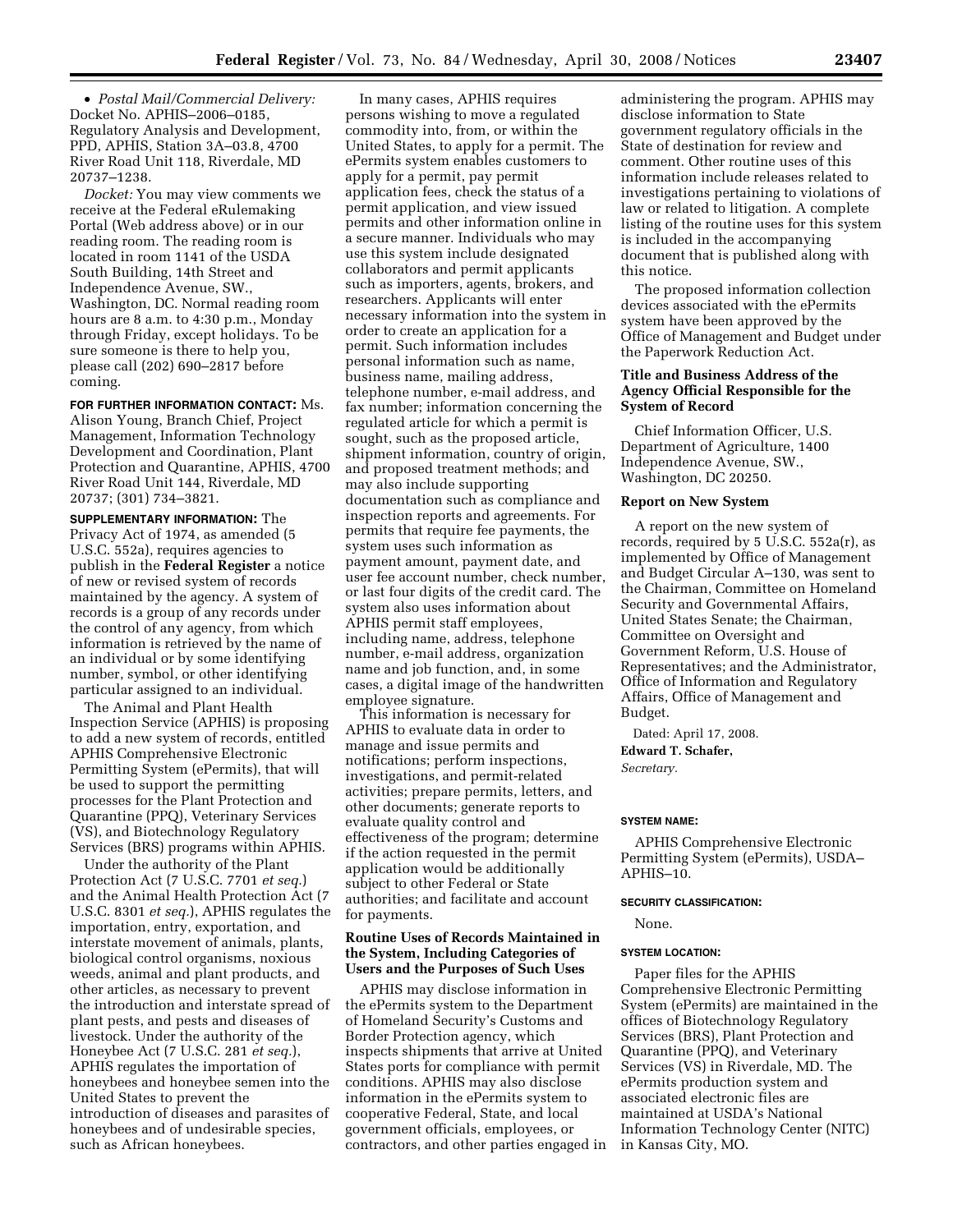- *Postal Mail/Commercial Delivery:* Docket No. APHIS–2006–0185, Regulatory Analysis and Development, PPD, APHIS, Station 3A–03.8, 4700 River Road Unit 118, Riverdale, MD 20737–1238.

*Docket:* You may view comments we receive at the Federal eRulemaking Portal (Web address above) or in our reading room. The reading room is located in room 1141 of the USDA South Building, 14th Street and Independence Avenue, SW., Washington, DC. Normal reading room hours are 8 a.m. to 4:30 p.m., Monday through Friday, except holidays. To be sure someone is there to help you, please call (202) 690–2817 before coming.

**FOR FURTHER INFORMATION CONTACT:** Ms. Alison Young, Branch Chief, Project Management, Information Technology Development and Coordination, Plant Protection and Quarantine, APHIS, 4700 River Road Unit 144, Riverdale, MD 20737; (301) 734–3821.

**SUPPLEMENTARY INFORMATION:** The Privacy Act of 1974, as amended (5 U.S.C. 552a), requires agencies to publish in the **Federal Register** a notice of new or revised system of records maintained by the agency. A system of records is a group of any records under the control of any agency, from which information is retrieved by the name of an individual or by some identifying number, symbol, or other identifying particular assigned to an individual.

The Animal and Plant Health Inspection Service (APHIS) is proposing to add a new system of records, entitled APHIS Comprehensive Electronic Permitting System (ePermits), that will be used to support the permitting processes for the Plant Protection and Quarantine (PPQ), Veterinary Services (VS), and Biotechnology Regulatory Services (BRS) programs within APHIS.

Under the authority of the Plant Protection Act (7 U.S.C. 7701 *et seq.*) and the Animal Health Protection Act (7 U.S.C. 8301 *et seq.*), APHIS regulates the importation, entry, exportation, and interstate movement of animals, plants, biological control organisms, noxious weeds, animal and plant products, and other articles, as necessary to prevent the introduction and interstate spread of plant pests, and pests and diseases of livestock. Under the authority of the Honeybee Act (7 U.S.C. 281 *et seq.*), APHIS regulates the importation of honeybees and honeybee semen into the United States to prevent the introduction of diseases and parasites of honeybees and of undesirable species, such as African honeybees.

In many cases, APHIS requires persons wishing to move a regulated commodity into, from, or within the United States, to apply for a permit. The ePermits system enables customers to apply for a permit, pay permit application fees, check the status of a permit application, and view issued permits and other information online in a secure manner. Individuals who may use this system include designated collaborators and permit applicants such as importers, agents, brokers, and researchers. Applicants will enter necessary information into the system in order to create an application for a permit. Such information includes personal information such as name, business name, mailing address, telephone number, e-mail address, and fax number; information concerning the regulated article for which a permit is sought, such as the proposed article, shipment information, country of origin, and proposed treatment methods; and may also include supporting documentation such as compliance and inspection reports and agreements. For permits that require fee payments, the system uses such information as payment amount, payment date, and user fee account number, check number, or last four digits of the credit card. The system also uses information about APHIS permit staff employees, including name, address, telephone number, e-mail address, organization name and job function, and, in some cases, a digital image of the handwritten employee signature.

This information is necessary for APHIS to evaluate data in order to manage and issue permits and notifications; perform inspections, investigations, and permit-related activities; prepare permits, letters, and other documents; generate reports to evaluate quality control and effectiveness of the program; determine if the action requested in the permit application would be additionally subject to other Federal or State authorities; and facilitate and account for payments.

### Routine Uses of Records Maintained in the System, Including Categories of Users and the Purposes of Such Uses

APHIS may disclose information in the ePermits system to the Department of Homeland Security's Customs and Border Protection agency, which inspects shipments that arrive at United States ports for compliance with permit conditions. APHIS may also disclose information in the ePermits system to cooperative Federal, State, and local government officials, employees, or contractors, and other parties engaged in administering the program. APHIS may disclose information to State government regulatory officials in the State of destination for review and comment. Other routine uses of this information include releases related to investigations pertaining to violations of law or related to litigation. A complete listing of the routine uses for this system is included in the accompanying document that is published along with this notice.

The proposed information collection devices associated with the ePermits system have been approved by the Office of Management and Budget under the Paperwork Reduction Act.

### Title and Business Address of the Agency Official Responsible for the System of Record

Chief Information Officer, U.S. Department of Agriculture, 1400 Independence Avenue, SW., Washington, DC 20250.

### Report on New System

A report on the new system of records, required by 5 U.S.C. 552a(r), as implemented by Office of Management and Budget Circular A–130, was sent to the Chairman, Committee on Homeland Security and Governmental Affairs, United States Senate; the Chairman, Committee on Oversight and Government Reform, U.S. House of Representatives; and the Administrator, Office of Information and Regulatory Affairs, Office of Management and Budget.

Dated: April 17, 2008.

**Edward T. Schafer,**

*Secretary.*

**SYSTEM NAME:**

APHIS Comprehensive Electronic Permitting System (ePermits), USDA–APHIS–10.

**SECURITY CLASSIFICATION:**

None.

**SYSTEM LOCATION:**

Paper files for the APHIS Comprehensive Electronic Permitting System (ePermits) are maintained in the offices of Biotechnology Regulatory Services (BRS), Plant Protection and Quarantine (PPQ), and Veterinary Services (VS) in Riverdale, MD. The ePermits production system and associated electronic files are maintained at USDA's National Information Technology Center (NITC) in Kansas City, MO.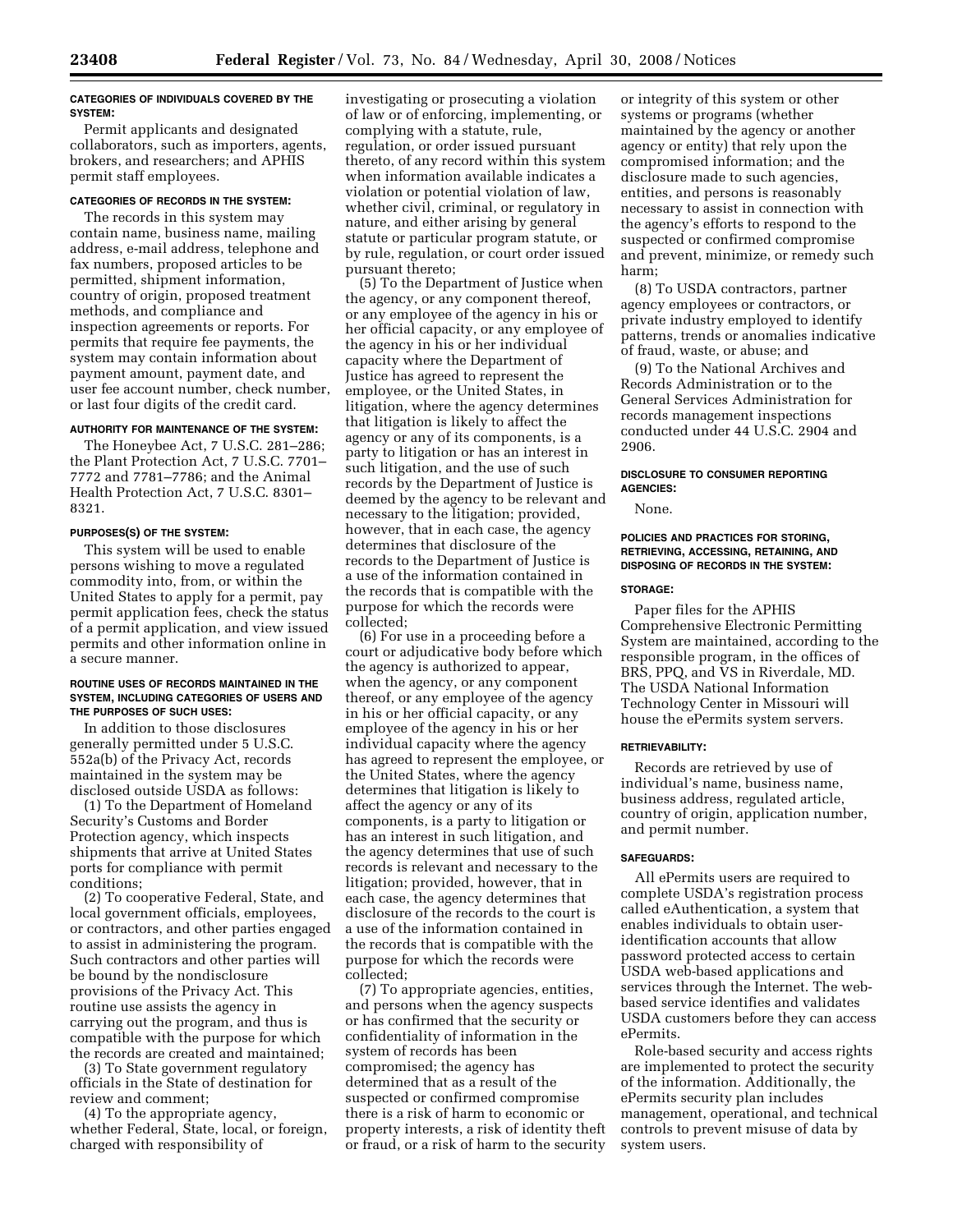**CATEGORIES OF INDIVIDUALS COVERED BY THE SYSTEM:**

Permit applicants and designated collaborators, such as importers, agents, brokers, and researchers; and APHIS permit staff employees.

**CATEGORIES OF RECORDS IN THE SYSTEM:**

The records in this system may contain name, business name, mailing address, e-mail address, telephone and fax numbers, proposed articles to be permitted, shipment information, country of origin, proposed treatment methods, and compliance and inspection agreements or reports. For permits that require fee payments, the system may contain information about payment amount, payment date, and user fee account number, check number, or last four digits of the credit card.

**AUTHORITY FOR MAINTENANCE OF THE SYSTEM:**

The Honeybee Act, 7 U.S.C. 281–286; the Plant Protection Act, 7 U.S.C. 7701–7772 and 7781–7786; and the Animal Health Protection Act, 7 U.S.C. 8301–8321.

**PURPOSES(S) OF THE SYSTEM:**

This system will be used to enable persons wishing to move a regulated commodity into, from, or within the United States to apply for a permit, pay permit application fees, check the status of a permit application, and view issued permits and other information online in a secure manner.

**ROUTINE USES OF RECORDS MAINTAINED IN THE SYSTEM, INCLUDING CATEGORIES OF USERS AND THE PURPOSES OF SUCH USES:**

In addition to those disclosures generally permitted under 5 U.S.C. 552a(b) of the Privacy Act, records maintained in the system may be disclosed outside USDA as follows:

(1) To the Department of Homeland Security's Customs and Border Protection agency, which inspects shipments that arrive at United States ports for compliance with permit conditions;

(2) To cooperative Federal, State, and local government officials, employees, or contractors, and other parties engaged to assist in administering the program. Such contractors and other parties will be bound by the nondisclosure provisions of the Privacy Act. This routine use assists the agency in carrying out the program, and thus is compatible with the purpose for which the records are created and maintained;

(3) To State government regulatory officials in the State of destination for review and comment;

(4) To the appropriate agency, whether Federal, State, local, or foreign, charged with responsibility of investigating or prosecuting a violation of law or of enforcing, implementing, or complying with a statute, rule, regulation, or order issued pursuant thereto, of any record within this system when information available indicates a violation or potential violation of law, whether civil, criminal, or regulatory in nature, and either arising by general statute or particular program statute, or by rule, regulation, or court order issued pursuant thereto;

(5) To the Department of Justice when the agency, or any component thereof, or any employee of the agency in his or her official capacity, or any employee of the agency in his or her individual capacity where the Department of Justice has agreed to represent the employee, or the United States, in litigation, where the agency determines that litigation is likely to affect the agency or any of its components, is a party to litigation or has an interest in such litigation, and the use of such records by the Department of Justice is deemed by the agency to be relevant and necessary to the litigation; provided, however, that in each case, the agency determines that disclosure of the records to the Department of Justice is a use of the information contained in the records that is compatible with the purpose for which the records were collected;

(6) For use in a proceeding before a court or adjudicative body before which the agency is authorized to appear, when the agency, or any component thereof, or any employee of the agency in his or her official capacity, or any employee of the agency in his or her individual capacity where the agency has agreed to represent the employee, or the United States, where the agency determines that litigation is likely to affect the agency or any of its components, is a party to litigation or has an interest in such litigation, and the agency determines that use of such records is relevant and necessary to the litigation; provided, however, that in each case, the agency determines that disclosure of the records to the court is a use of the information contained in the records that is compatible with the purpose for which the records were collected;

(7) To appropriate agencies, entities, and persons when the agency suspects or has confirmed that the security or confidentiality of information in the system of records has been compromised; the agency has determined that as a result of the suspected or confirmed compromise there is a risk of harm to economic or property interests, a risk of identity theft or fraud, or a risk of harm to the security or integrity of this system or other systems or programs (whether maintained by the agency or another agency or entity) that rely upon the compromised information; and the disclosure made to such agencies, entities, and persons is reasonably necessary to assist in connection with the agency's efforts to respond to the suspected or confirmed compromise and prevent, minimize, or remedy such harm;

(8) To USDA contractors, partner agency employees or contractors, or private industry employed to identify patterns, trends or anomalies indicative of fraud, waste, or abuse; and

(9) To the National Archives and Records Administration or to the General Services Administration for records management inspections conducted under 44 U.S.C. 2904 and 2906.

**DISCLOSURE TO CONSUMER REPORTING AGENCIES:**

None.

**POLICIES AND PRACTICES FOR STORING, RETRIEVING, ACCESSING, RETAINING, AND DISPOSING OF RECORDS IN THE SYSTEM:**

**STORAGE:**

Paper files for the APHIS Comprehensive Electronic Permitting System are maintained, according to the responsible program, in the offices of BRS, PPQ, and VS in Riverdale, MD. The USDA National Information Technology Center in Missouri will house the ePermits system servers.

**RETRIEVABILITY:**

Records are retrieved by use of individual's name, business name, business address, regulated article, country of origin, application number, and permit number.

**SAFEGUARDS:**

All ePermits users are required to complete USDA's registration process called eAuthentication, a system that enables individuals to obtain user-identification accounts that allow password protected access to certain USDA web-based applications and services through the Internet. The web-based service identifies and validates USDA customers before they can access ePermits.

Role-based security and access rights are implemented to protect the security of the information. Additionally, the ePermits security plan includes management, operational, and technical controls to prevent misuse of data by system users.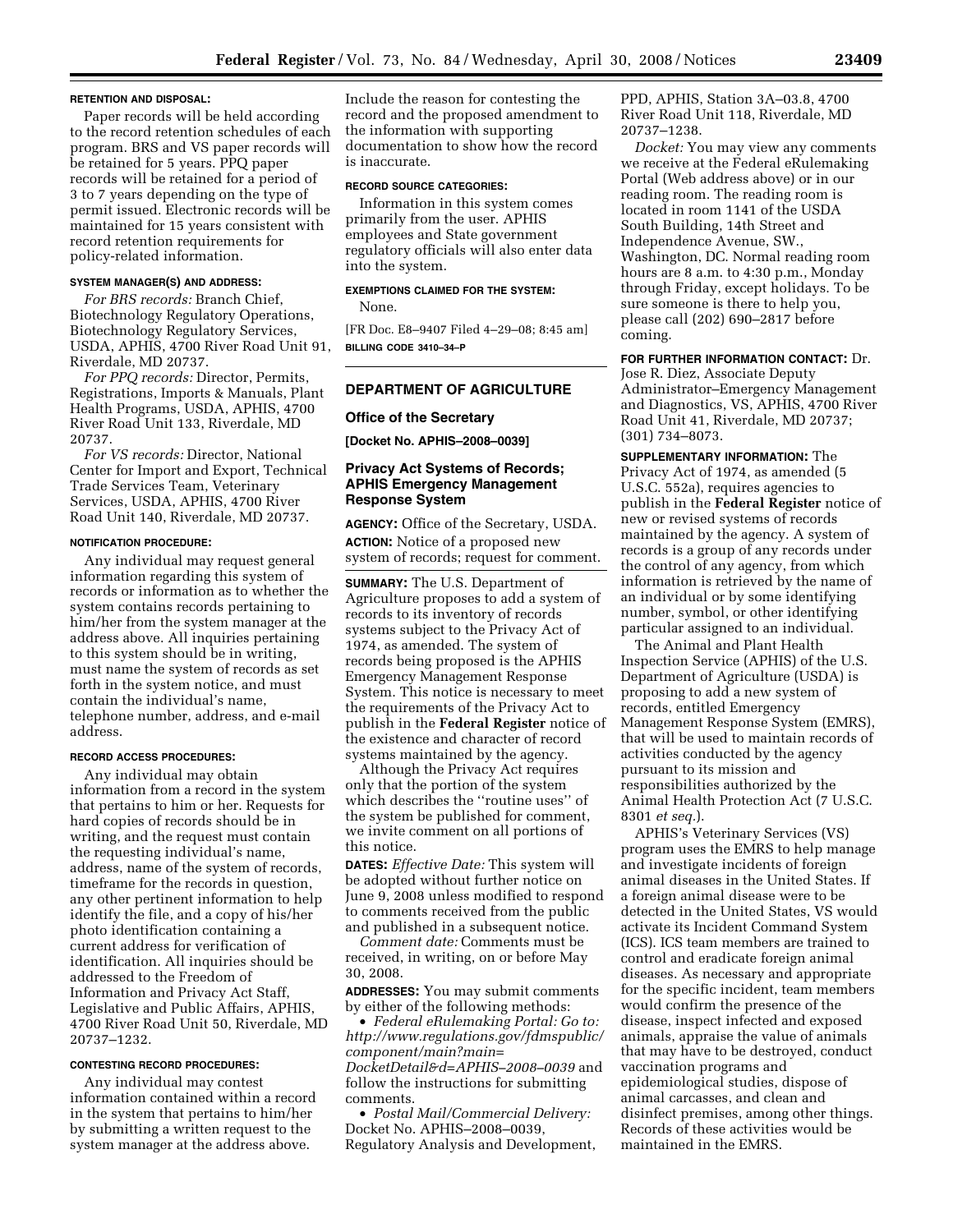**RETENTION AND DISPOSAL:**

Paper records will be held according to the record retention schedules of each program. BRS and VS paper records will be retained for 5 years. PPQ paper records will be retained for a period of 3 to 7 years depending on the type of permit issued. Electronic records will be maintained for 15 years consistent with record retention requirements for policy-related information.

**SYSTEM MANAGER(S) AND ADDRESS:**

*For BRS records:* Branch Chief, Biotechnology Regulatory Operations, Biotechnology Regulatory Services, USDA, APHIS, 4700 River Road Unit 91, Riverdale, MD 20737.

*For PPQ records:* Director, Permits, Registrations, Imports & Manuals, Plant Health Programs, USDA, APHIS, 4700 River Road Unit 133, Riverdale, MD 20737.

*For VS records:* Director, National Center for Import and Export, Technical Trade Services Team, Veterinary Services, USDA, APHIS, 4700 River Road Unit 140, Riverdale, MD 20737.

**NOTIFICATION PROCEDURE:**

Any individual may request general information regarding this system of records or information as to whether the system contains records pertaining to him/her from the system manager at the address above. All inquiries pertaining to this system should be in writing, must name the system of records as set forth in the system notice, and must contain the individual's name, telephone number, address, and e-mail address.

**RECORD ACCESS PROCEDURES:**

Any individual may obtain information from a record in the system that pertains to him or her. Requests for hard copies of records should be in writing, and the request must contain the requesting individual's name, address, name of the system of records, timeframe for the records in question, any other pertinent information to help identify the file, and a copy of his/her photo identification containing a current address for verification of identification. All inquiries should be addressed to the Freedom of Information and Privacy Act Staff, Legislative and Public Affairs, APHIS, 4700 River Road Unit 50, Riverdale, MD 20737–1232.

**CONTESTING RECORD PROCEDURES:**

Any individual may contest information contained within a record in the system that pertains to him/her by submitting a written request to the system manager at the address above. Include the reason for contesting the record and the proposed amendment to the information with supporting documentation to show how the record is inaccurate.

**RECORD SOURCE CATEGORIES:**

Information in this system comes primarily from the user. APHIS employees and State government regulatory officials will also enter data into the system.

**EXEMPTIONS CLAIMED FOR THE SYSTEM:**

None.

[FR Doc. E8–9407 Filed 4–29–08; 8:45 am]

**BILLING CODE 3410–34–P**

## DEPARTMENT OF AGRICULTURE

### Office of the Secretary

**[Docket No. APHIS–2008–0039]**

### Privacy Act Systems of Records; APHIS Emergency Management Response System

**AGENCY:** Office of the Secretary, USDA.

**ACTION:** Notice of a proposed new system of records; request for comment.

**SUMMARY:** The U.S. Department of Agriculture proposes to add a system of records to its inventory of records systems subject to the Privacy Act of 1974, as amended. The system of records being proposed is the APHIS Emergency Management Response System. This notice is necessary to meet the requirements of the Privacy Act to publish in the **Federal Register** notice of the existence and character of record systems maintained by the agency.

Although the Privacy Act requires only that the portion of the system which describes the ''routine uses'' of the system be published for comment, we invite comment on all portions of this notice.

**DATES:** *Effective Date:* This system will be adopted without further notice on June 9, 2008 unless modified to respond to comments received from the public and published in a subsequent notice.

*Comment date:* Comments must be received, in writing, on or before May 30, 2008.

**ADDRESSES:** You may submit comments by either of the following methods:

- *Federal eRulemaking Portal: Go to: http://www.regulations.gov/fdmspublic/component/main?main=DocketDetail&d=APHIS–2008–0039* and follow the instructions for submitting comments.
- *Postal Mail/Commercial Delivery:* Docket No. APHIS–2008–0039, Regulatory Analysis and Development, PPD, APHIS, Station 3A–03.8, 4700 River Road Unit 118, Riverdale, MD 20737–1238.

*Docket:* You may view any comments we receive at the Federal eRulemaking Portal (Web address above) or in our reading room. The reading room is located in room 1141 of the USDA South Building, 14th Street and Independence Avenue, SW., Washington, DC. Normal reading room hours are 8 a.m. to 4:30 p.m., Monday through Friday, except holidays. To be sure someone is there to help you, please call (202) 690–2817 before coming.

**FOR FURTHER INFORMATION CONTACT:** Dr. Jose R. Diez, Associate Deputy Administrator–Emergency Management and Diagnostics, VS, APHIS, 4700 River Road Unit 41, Riverdale, MD 20737; (301) 734–8073.

**SUPPLEMENTARY INFORMATION:** The Privacy Act of 1974, as amended (5 U.S.C. 552a), requires agencies to publish in the **Federal Register** notice of new or revised systems of records maintained by the agency. A system of records is a group of any records under the control of any agency, from which information is retrieved by the name of an individual or by some identifying number, symbol, or other identifying particular assigned to an individual.

The Animal and Plant Health Inspection Service (APHIS) of the U.S. Department of Agriculture (USDA) is proposing to add a new system of records, entitled Emergency Management Response System (EMRS), that will be used to maintain records of activities conducted by the agency pursuant to its mission and responsibilities authorized by the Animal Health Protection Act (7 U.S.C. 8301 *et seq.*).

APHIS's Veterinary Services (VS) program uses the EMRS to help manage and investigate incidents of foreign animal diseases in the United States. If a foreign animal disease were to be detected in the United States, VS would activate its Incident Command System (ICS). ICS team members are trained to control and eradicate foreign animal diseases. As necessary and appropriate for the specific incident, team members would confirm the presence of the disease, inspect infected and exposed animals, appraise the value of animals that may have to be destroyed, conduct vaccination programs and epidemiological studies, dispose of animal carcasses, and clean and disinfect premises, among other things. Records of these activities would be maintained in the EMRS.